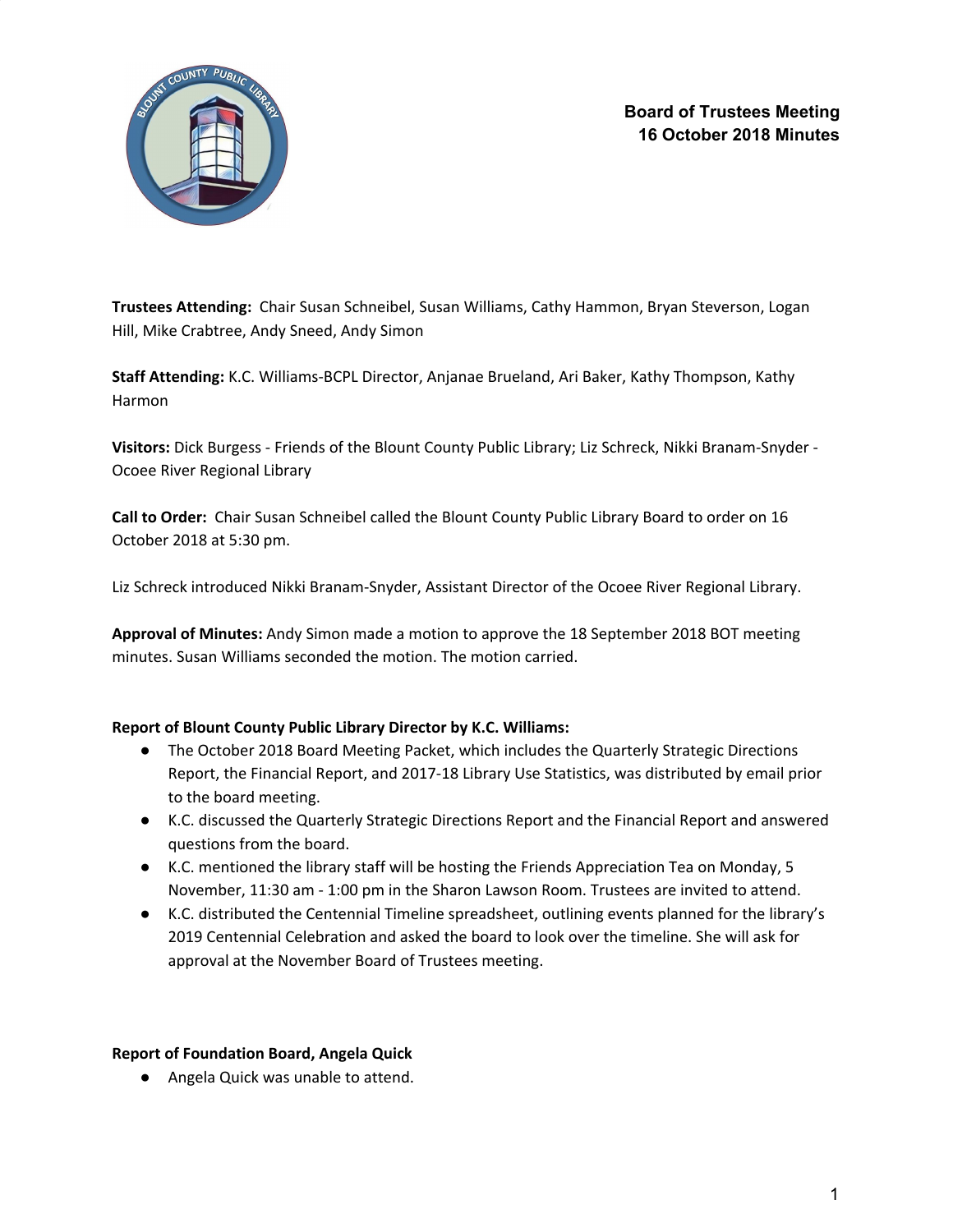**Board of Trustees Meeting**
**16 October 2018 Minutes**

**Trustees Attending:** Chair Susan Schneibel, Susan Williams, Cathy Hammon, Bryan Steverson, Logan Hill, Mike Crabtree, Andy Sneed, Andy Simon

**Staff Attending:** K.C. Williams-BCPL Director, Anjanae Brueland, Ari Baker, Kathy Thompson, Kathy Harmon

**Visitors:** Dick Burgess - Friends of the Blount County Public Library; Liz Schreck, Nikki Branam-Snyder - Ocoee River Regional Library

**Call to Order:** Chair Susan Schneibel called the Blount County Public Library Board to order on 16 October 2018 at 5:30 pm.

Liz Schreck introduced Nikki Branam-Snyder, Assistant Director of the Ocoee River Regional Library.

**Approval of Minutes:** Andy Simon made a motion to approve the 18 September 2018 BOT meeting minutes. Susan Williams seconded the motion. The motion carried.

**Report of Blount County Public Library Director by K.C. Williams:**

- The October 2018 Board Meeting Packet, which includes the Quarterly Strategic Directions Report, the Financial Report, and 2017-18 Library Use Statistics, was distributed by email prior to the board meeting.
- K.C. discussed the Quarterly Strategic Directions Report and the Financial Report and answered questions from the board.
- K.C. mentioned the library staff will be hosting the Friends Appreciation Tea on Monday, 5 November, 11:30 am - 1:00 pm in the Sharon Lawson Room. Trustees are invited to attend.
- K.C. distributed the Centennial Timeline spreadsheet, outlining events planned for the library's 2019 Centennial Celebration and asked the board to look over the timeline. She will ask for approval at the November Board of Trustees meeting.

**Report of Foundation Board, Angela Quick**

- Angela Quick was unable to attend.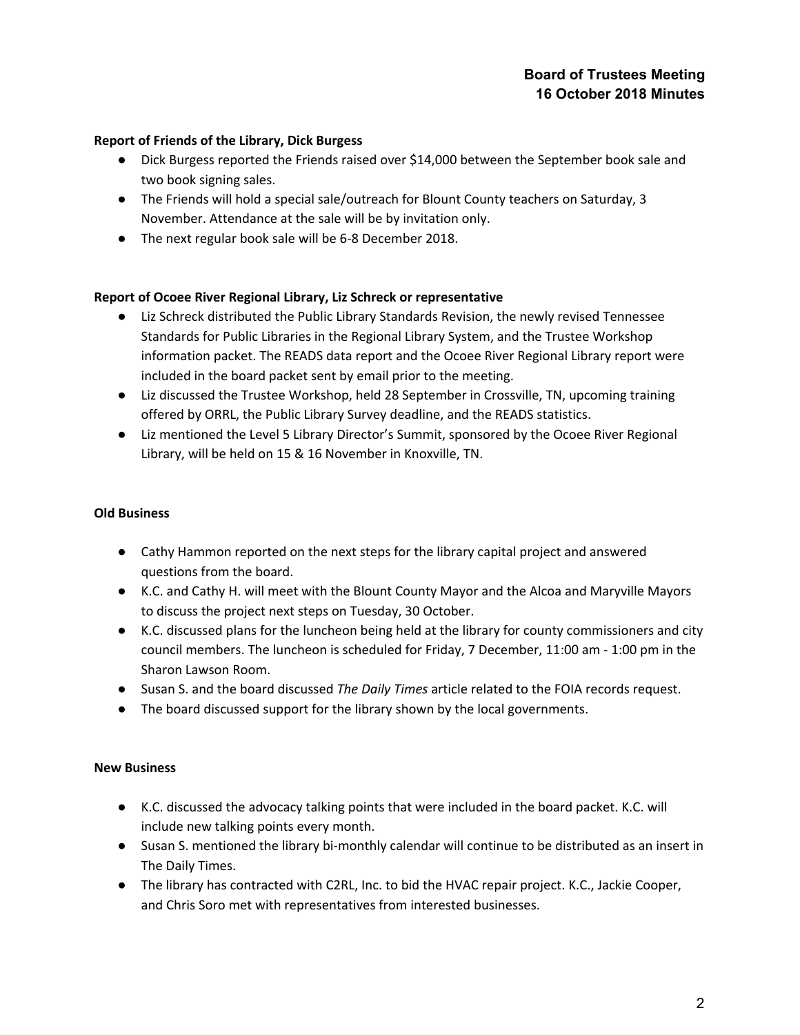**Report of Friends of the Library, Dick Burgess**

- Dick Burgess reported the Friends raised over $14,000 between the September book sale and two book signing sales.
- The Friends will hold a special sale/outreach for Blount County teachers on Saturday, 3 November. Attendance at the sale will be by invitation only.
- The next regular book sale will be 6-8 December 2018.

**Report of Ocoee River Regional Library, Liz Schreck or representative**

- Liz Schreck distributed the Public Library Standards Revision, the newly revised Tennessee Standards for Public Libraries in the Regional Library System, and the Trustee Workshop information packet. The READS data report and the Ocoee River Regional Library report were included in the board packet sent by email prior to the meeting.
- Liz discussed the Trustee Workshop, held 28 September in Crossville, TN, upcoming training offered by ORRL, the Public Library Survey deadline, and the READS statistics.
- Liz mentioned the Level 5 Library Director's Summit, sponsored by the Ocoee River Regional Library, will be held on 15 & 16 November in Knoxville, TN.

**Old Business**

- Cathy Hammon reported on the next steps for the library capital project and answered questions from the board.
- K.C. and Cathy H. will meet with the Blount County Mayor and the Alcoa and Maryville Mayors to discuss the project next steps on Tuesday, 30 October.
- K.C. discussed plans for the luncheon being held at the library for county commissioners and city council members. The luncheon is scheduled for Friday, 7 December, 11:00 am - 1:00 pm in the Sharon Lawson Room.
- Susan S. and the board discussed *The Daily Times* article related to the FOIA records request.
- The board discussed support for the library shown by the local governments.

**New Business**

- K.C. discussed the advocacy talking points that were included in the board packet. K.C. will include new talking points every month.
- Susan S. mentioned the library bi-monthly calendar will continue to be distributed as an insert in The Daily Times.
- The library has contracted with C2RL, Inc. to bid the HVAC repair project. K.C., Jackie Cooper, and Chris Soro met with representatives from interested businesses.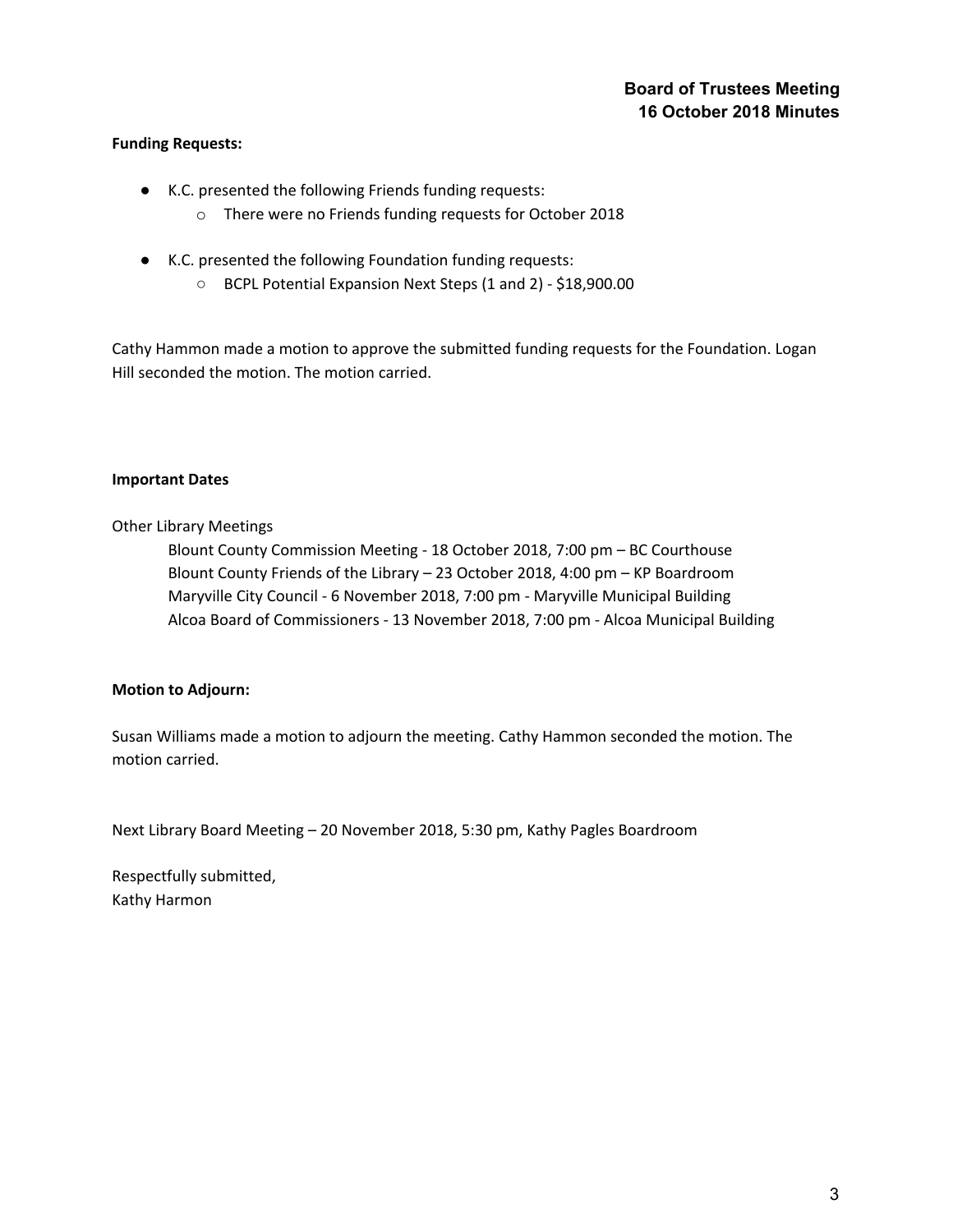**Funding Requests:**

- K.C. presented the following Friends funding requests:
  - There were no Friends funding requests for October 2018
- K.C. presented the following Foundation funding requests:
  - BCPL Potential Expansion Next Steps (1 and 2) - $18,900.00

Cathy Hammon made a motion to approve the submitted funding requests for the Foundation. Logan Hill seconded the motion. The motion carried.

**Important Dates**

Other Library Meetings

Blount County Commission Meeting - 18 October 2018, 7:00 pm – BC Courthouse
Blount County Friends of the Library – 23 October 2018, 4:00 pm – KP Boardroom
Maryville City Council - 6 November 2018, 7:00 pm - Maryville Municipal Building
Alcoa Board of Commissioners - 13 November 2018, 7:00 pm - Alcoa Municipal Building

**Motion to Adjourn:**

Susan Williams made a motion to adjourn the meeting. Cathy Hammon seconded the motion. The motion carried.

Next Library Board Meeting – 20 November 2018, 5:30 pm, Kathy Pagles Boardroom

Respectfully submitted,
Kathy Harmon